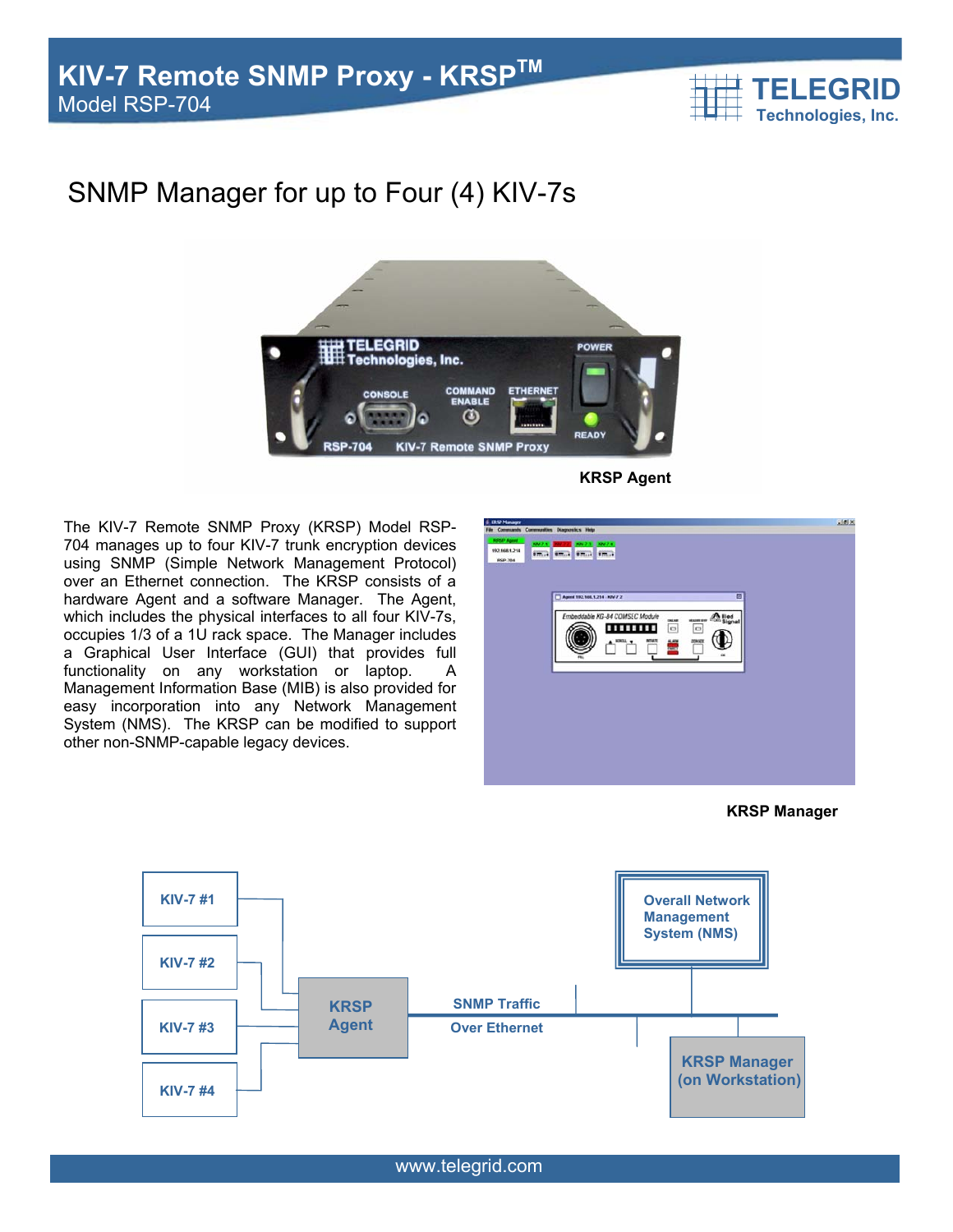# KIV-7 Remote SNMP Proxy - KRSP™

Model RSP-704

## SNMP Manager for up to Four (4) KIV-7s

**KRSP Agent**

The KIV-7 Remote SNMP Proxy (KRSP) Model RSP-704 manages up to four KIV-7 trunk encryption devices using SNMP (Simple Network Management Protocol) over an Ethernet connection. The KRSP consists of a hardware Agent and a software Manager. The Agent, which includes the physical interfaces to all four KIV-7s, occupies 1/3 of a 1U rack space. The Manager includes a Graphical User Interface (GUI) that provides full functionality on any workstation or laptop. A Management Information Base (MIB) is also provided for easy incorporation into any Network Management System (NMS). The KRSP can be modified to support other non-SNMP-capable legacy devices.

**KRSP Manager**

KIV-7 #1
KIV-7 #2
KIV-7 #3
KIV-7 #4

KRSP Agent

SNMP Traffic Over Ethernet

Overall Network Management System (NMS)

KRSP Manager (on Workstation)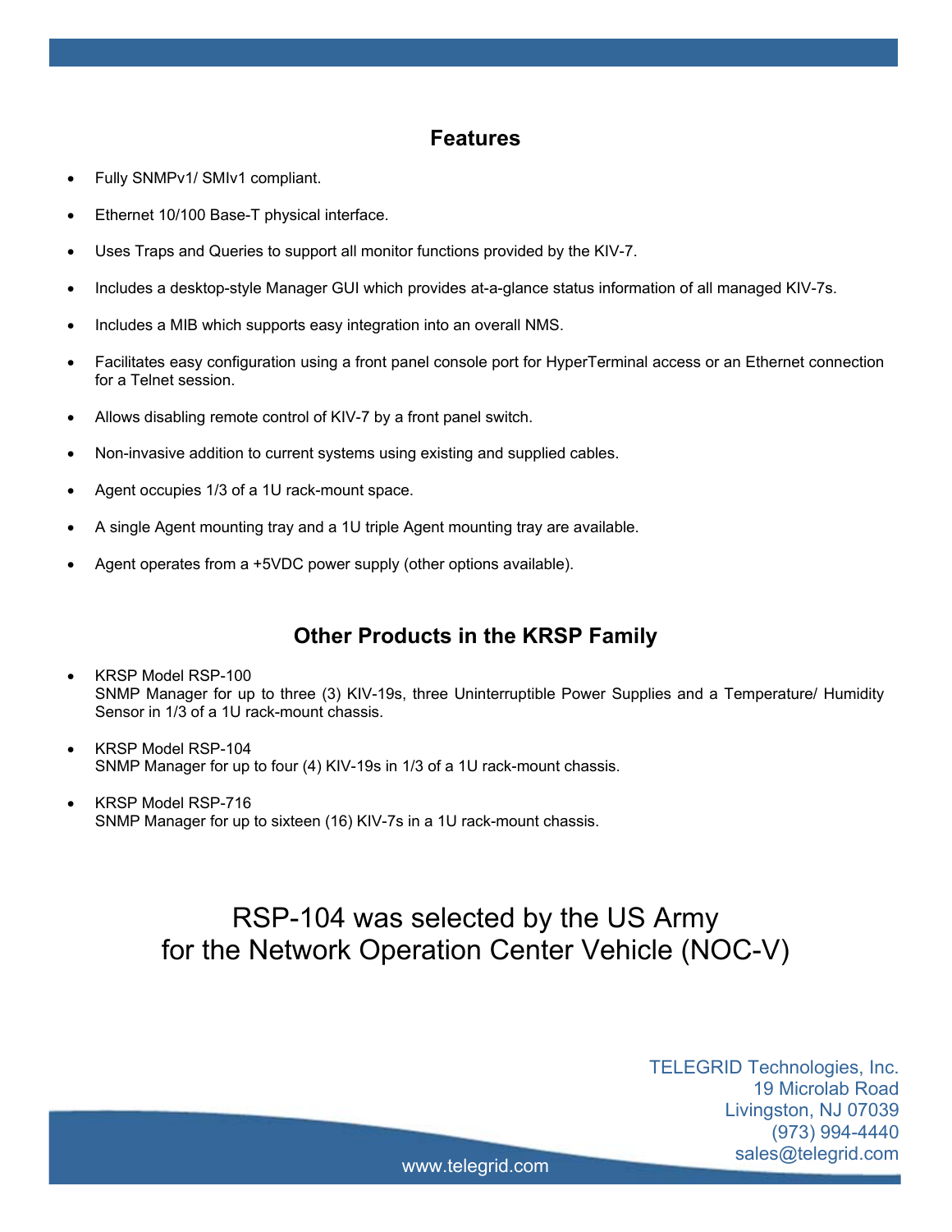## Features

- Fully SNMPv1/ SMIv1 compliant.
- Ethernet 10/100 Base-T physical interface.
- Uses Traps and Queries to support all monitor functions provided by the KIV-7.
- Includes a desktop-style Manager GUI which provides at-a-glance status information of all managed KIV-7s.
- Includes a MIB which supports easy integration into an overall NMS.
- Facilitates easy configuration using a front panel console port for HyperTerminal access or an Ethernet connection for a Telnet session.
- Allows disabling remote control of KIV-7 by a front panel switch.
- Non-invasive addition to current systems using existing and supplied cables.
- Agent occupies 1/3 of a 1U rack-mount space.
- A single Agent mounting tray and a 1U triple Agent mounting tray are available.
- Agent operates from a +5VDC power supply (other options available).

## Other Products in the KRSP Family

- KRSP Model RSP-100
  SNMP Manager for up to three (3) KIV-19s, three Uninterruptible Power Supplies and a Temperature/ Humidity Sensor in 1/3 of a 1U rack-mount chassis.
- KRSP Model RSP-104
  SNMP Manager for up to four (4) KIV-19s in 1/3 of a 1U rack-mount chassis.
- KRSP Model RSP-716
  SNMP Manager for up to sixteen (16) KIV-7s in a 1U rack-mount chassis.

RSP-104 was selected by the US Army
for the Network Operation Center Vehicle (NOC-V)

TELEGRID Technologies, Inc.
19 Microlab Road
Livingston, NJ 07039
(973) 994-4440
sales@telegrid.com

www.telegrid.com